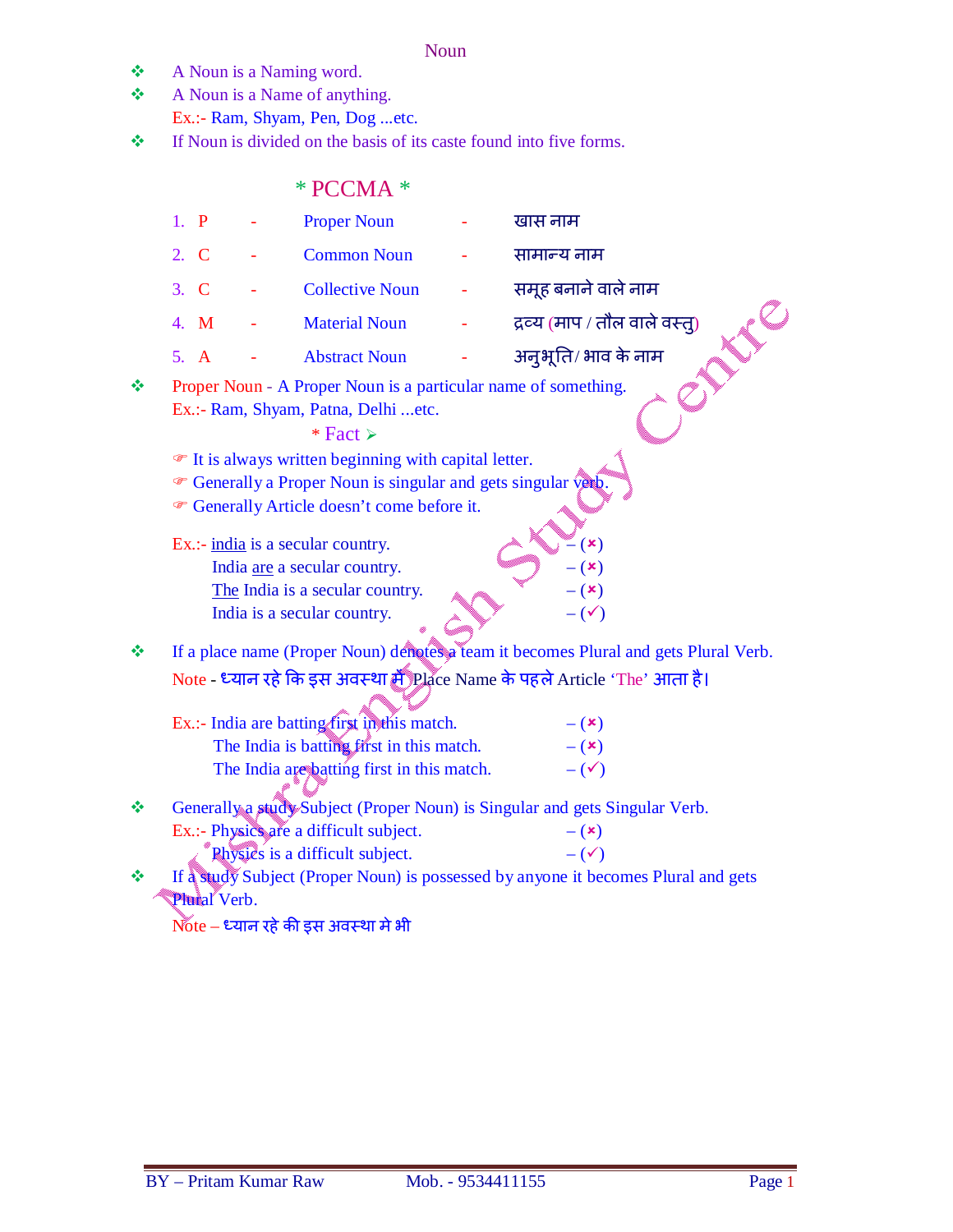# Noun

- A Noun is a Naming word.
- A Noun is a Name of anything.
  Ex.:- Ram, Shyam, Pen, Dog ...etc.
- If Noun is divided on the basis of its caste found into five forms.

## * PCCMA *

| | | | | |
|---|---|---|---|---|
| 1. P | - | Proper Noun | - | खास नाम |
| 2. C | - | Common Noun | - | सामान्य नाम |
| 3. C | - | Collective Noun | - | समूह बनाने वाले नाम |
| 4. M | - | Material Noun | - | द्रव्य (माप / तौल वाले वस्तु) |
| 5. A | - | Abstract Noun | - | अनुभूति/ भाव के नाम |

- Proper Noun - A Proper Noun is a particular name of something.
  Ex.:- Ram, Shyam, Patna, Delhi ...etc.

  * Fact ➢

  ☞ It is always written beginning with capital letter.
  ☞ Generally a Proper Noun is singular and gets singular verb.
  ☞ Generally Article doesn't come before it.

  Ex.:- india is a secular country. – (×)
  India are a secular country. – (×)
  The India is a secular country. – (×)
  India is a secular country. – (✓)

- If a place name (Proper Noun) denotes a team it becomes Plural and gets Plural Verb.
  Note - ध्यान रहे कि इस अवस्था में Place Name के पहले Article 'The' आता है।

  Ex.:- India are batting first in this match. – (×)
  The India is batting first in this match. – (×)
  The India are batting first in this match. – (✓)

- Generally a study Subject (Proper Noun) is Singular and gets Singular Verb.
  Ex.:- Physics are a difficult subject. – (×)
  Physics is a difficult subject. – (✓)

- If a study Subject (Proper Noun) is possessed by anyone it becomes Plural and gets Plural Verb.
  Note – ध्यान रहे की इस अवस्था मे भी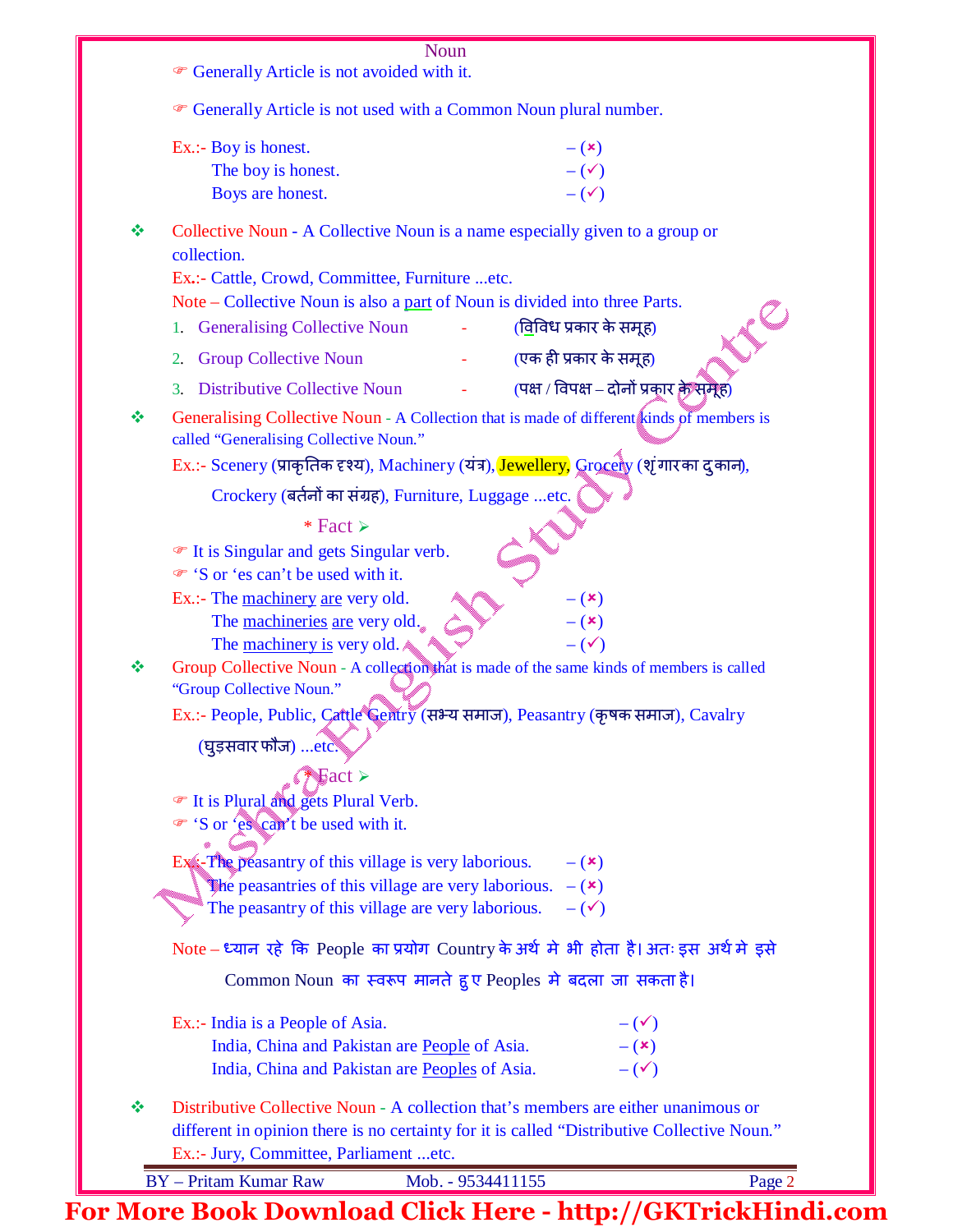☞ Generally Article is not avoided with it.

☞ Generally Article is not used with a Common Noun plural number.

Ex.:- Boy is honest. – (×)
The boy is honest. – (✓)
Boys are honest. – (✓)

❖ **Collective Noun** - A Collective Noun is a name especially given to a group or collection.

Ex.:- Cattle, Crowd, Committee, Furniture ...etc.

Note – Collective Noun is also a part of Noun is divided into three Parts.

1. Generalising Collective Noun - (विविध प्रकार के समूह)
2. Group Collective Noun - (एक ही प्रकार के समूह)
3. Distributive Collective Noun - (पक्ष / विपक्ष – दोनों प्रकार के समूह)

❖ **Generalising Collective Noun** - A Collection that is made of different kinds of members is called "Generalising Collective Noun."

Ex.:- Scenery (प्राकृतिक दृश्य), Machinery (यंत्र), Jewellery, Grocery (शृंगार का दुकान), Crockery (बर्तनों का संग्रह), Furniture, Luggage ...etc.

**\* Fact ➢**

☞ It is Singular and gets Singular verb.
☞ 'S or 'es can't be used with it.

Ex.:- The machinery are very old. – (×)
The machineries are very old. – (×)
The machinery is very old. – (✓)

❖ **Group Collective Noun** - A collection that is made of the same kinds of members is called "Group Collective Noun."

Ex.:- People, Public, Cattle Gentry (सभ्य समाज), Peasantry (कृषक समाज), Cavalry (घुड़सवार फौज) ...etc.

**\* Fact ➢**

☞ It is Plural and gets Plural Verb.
☞ 'S or 'es can't be used with it.

Ex.:- The peasantry of this village is very laborious. – (×)
The peasantries of this village are very laborious. – (×)
The peasantry of this village are very laborious. – (✓)

Note – ध्यान रहे कि People का प्रयोग Country के अर्थ मे भी होता है। अतः इस अर्थ मे इसे Common Noun का स्वरूप मानते हुए Peoples मे बदला जा सकता है।

Ex.:- India is a People of Asia. – (✓)
India, China and Pakistan are People of Asia. – (×)
India, China and Pakistan are Peoples of Asia. – (✓)

❖ **Distributive Collective Noun** - A collection that's members are either unanimous or different in opinion there is no certainty for it is called "Distributive Collective Noun."

Ex.:- Jury, Committee, Parliament ...etc.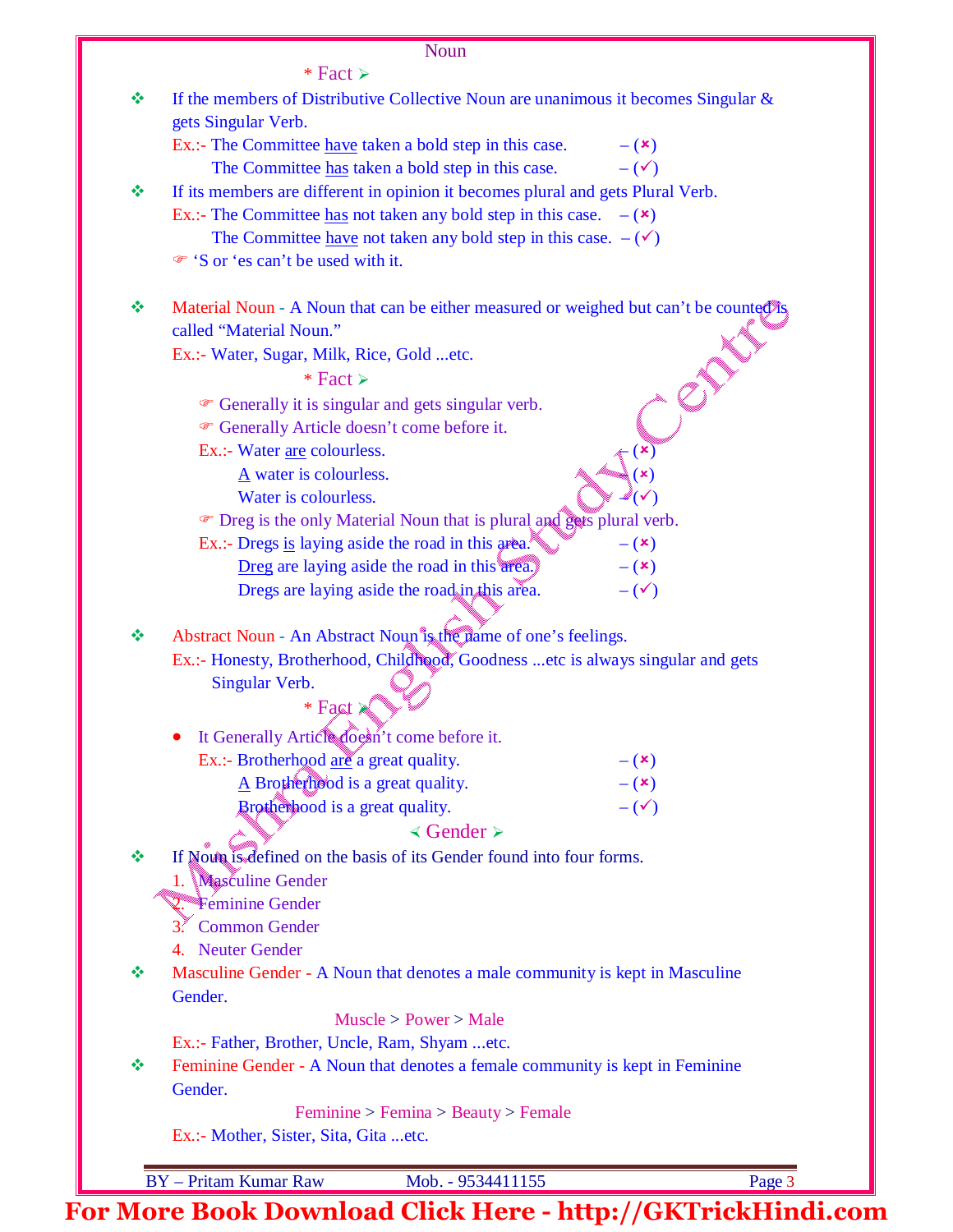# Noun

**\* Fact ➢**

- If the members of Distributive Collective Noun are unanimous it becomes Singular & gets Singular Verb.

  Ex.:- The Committee <u>have</u> taken a bold step in this case. – (✗)
  The Committee <u>has</u> taken a bold step in this case. – (✓)

- If its members are different in opinion it becomes plural and gets Plural Verb.

  Ex.:- The Committee <u>has</u> not taken any bold step in this case. – (✗)
  The Committee <u>have</u> not taken any bold step in this case. – (✓)

  ☞ 'S or 'es can't be used with it.

- **Material Noun** - A Noun that can be either measured or weighed but can't be counted is called "Material Noun."

  Ex.:- Water, Sugar, Milk, Rice, Gold ...etc.

**\* Fact ➢**

☞ Generally it is singular and gets singular verb.
☞ Generally Article doesn't come before it.

Ex.:- Water <u>are</u> colourless. – (✗)
<u>A</u> water is colourless. – (✗)
Water is colourless. – (✓)

☞ Dreg is the only Material Noun that is plural and gets plural verb.

Ex.:- Dregs <u>is</u> laying aside the road in this area. – (✗)
<u>Dreg</u> are laying aside the road in this area. – (✗)
Dregs are laying aside the road in this area. – (✓)

- **Abstract Noun** - An Abstract Noun is the name of one's feelings.

  Ex.:- Honesty, Brotherhood, Childhood, Goodness ...etc is always singular and gets Singular Verb.

**\* Fact ➢**

- It Generally Article doesn't come before it.

  Ex.:- Brotherhood <u>are</u> a great quality. – (✗)
  <u>A</u> Brotherhood is a great quality. – (✗)
  Brotherhood is a great quality. – (✓)

## ⮜ Gender ➢

- If Noun is defined on the basis of its Gender found into four forms.
  1. Masculine Gender
  2. Feminine Gender
  3. Common Gender
  4. Neuter Gender

- **Masculine Gender** - A Noun that denotes a male community is kept in Masculine Gender.

  Muscle > Power > Male

  Ex.:- Father, Brother, Uncle, Ram, Shyam ...etc.

- **Feminine Gender** - A Noun that denotes a female community is kept in Feminine Gender.

  Feminine > Femina > Beauty > Female

  Ex.:- Mother, Sister, Sita, Gita ...etc.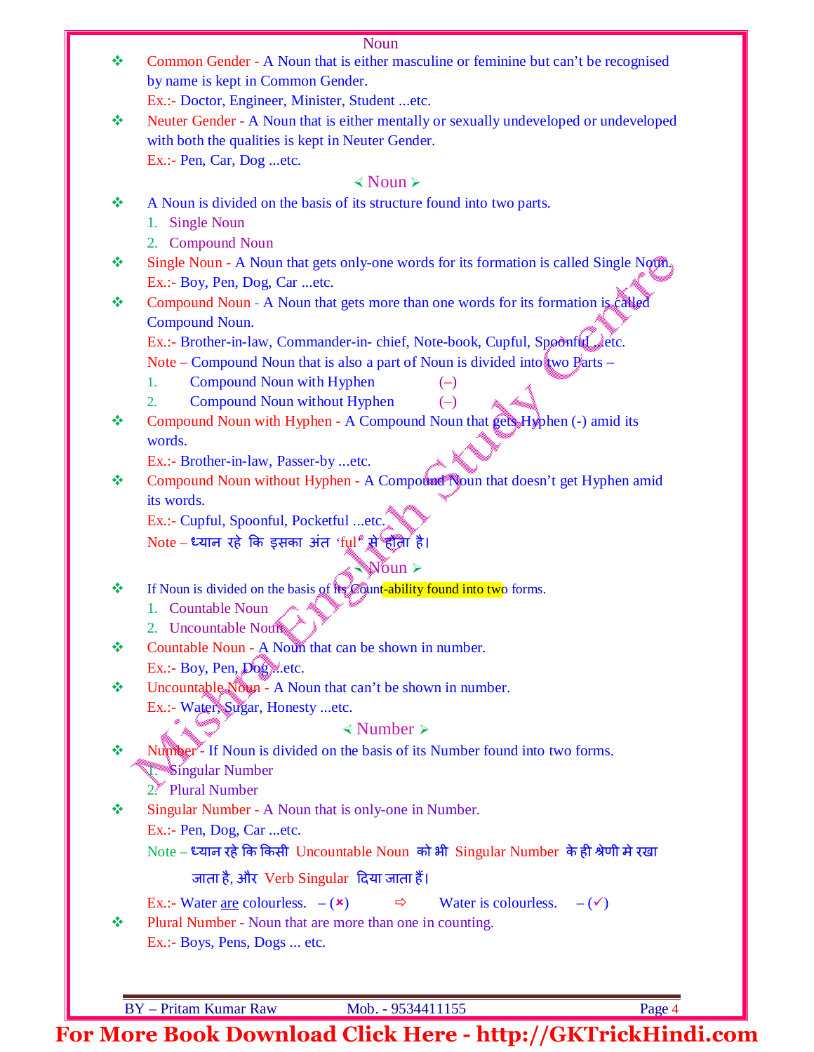## Noun

- Common Gender - A Noun that is either masculine or feminine but can't be recognised by name is kept in Common Gender.
  Ex.:- Doctor, Engineer, Minister, Student ...etc.
- Neuter Gender - A Noun that is either mentally or sexually undeveloped or undeveloped with both the qualities is kept in Neuter Gender.
  Ex.:- Pen, Car, Dog ...etc.

## ≺ Noun ≻

- A Noun is divided on the basis of its structure found into two parts.
  1. Single Noun
  2. Compound Noun
- Single Noun - A Noun that gets only-one words for its formation is called Single Noun.
  Ex.:- Boy, Pen, Dog, Car ...etc.
- Compound Noun - A Noun that gets more than one words for its formation is called Compound Noun.
  Ex.:- Brother-in-law, Commander-in- chief, Note-book, Cupful, Spoonful ...etc.
  Note – Compound Noun that is also a part of Noun is divided into two Parts –
  1. Compound Noun with Hyphen (–)
  2. Compound Noun without Hyphen (–)
- Compound Noun with Hyphen - A Compound Noun that gets Hyphen (-) amid its words.
  Ex.:- Brother-in-law, Passer-by ...etc.
- Compound Noun without Hyphen - A Compound Noun that doesn't get Hyphen amid its words.
  Ex.:- Cupful, Spoonful, Pocketful ...etc.
  Note – ध्यान रहे कि इसका अंत 'ful' से होता है।

## ≺ Noun ≻

- If Noun is divided on the basis of its Count-ability found into two forms.
  1. Countable Noun
  2. Uncountable Noun
- Countable Noun - A Noun that can be shown in number.
  Ex.:- Boy, Pen, Dog ...etc.
- Uncountable Noun - A Noun that can't be shown in number.
  Ex.:- Water, Sugar, Honesty ...etc.

## ≺ Number ≻

- Number - If Noun is divided on the basis of its Number found into two forms.
  1. Singular Number
  2. Plural Number
- Singular Number - A Noun that is only-one in Number.
  Ex.:- Pen, Dog, Car ...etc.
  Note – ध्यान रहे कि किसी Uncountable Noun को भी Singular Number के ही श्रेणी मे रखा जाता है, और Verb Singular दिया जाता हैं।
  Ex.:- Water are colourless. – (✗) ⇨ Water is colourless. – (✓)
- Plural Number - Noun that are more than one in counting.
  Ex.:- Boys, Pens, Dogs ... etc.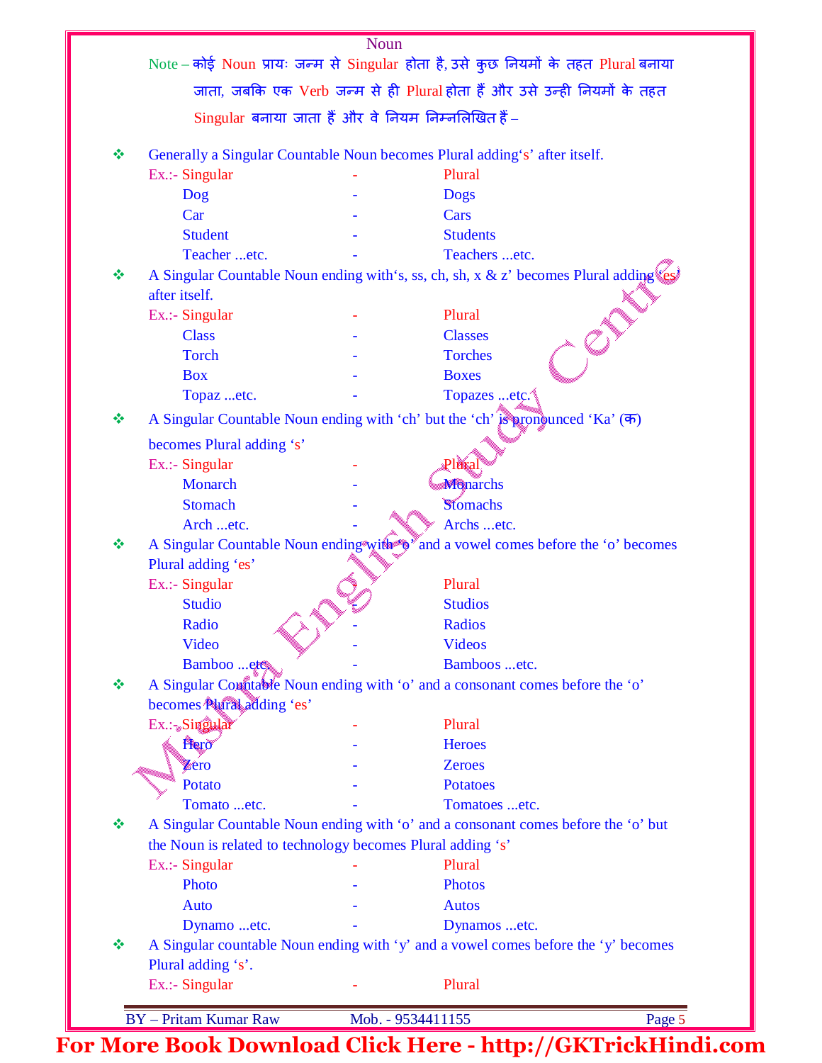## Noun

Note – कोई Noun प्रायः जन्म से Singular होता है, उसे कुछ नियमों के तहत Plural बनाया जाता, जबकि एक Verb जन्म से ही Plural होता हैं और उसे उन्ही नियमों के तहत Singular बनाया जाता हैं और वे नियम निम्नलिखित हैं –

- Generally a Singular Countable Noun becomes Plural adding‘s’ after itself.

| Ex.:- Singular | - | Plural |
|---|---|---|
| Dog | - | Dogs |
| Car | - | Cars |
| Student | - | Students |
| Teacher ...etc. | - | Teachers ...etc. |

- A Singular Countable Noun ending with‘s, ss, ch, sh, x & z’ becomes Plural adding ‘es’ after itself.

| Ex.:- Singular | - | Plural |
|---|---|---|
| Class | - | Classes |
| Torch | - | Torches |
| Box | - | Boxes |
| Topaz ...etc. | - | Topazes ...etc. |

- A Singular Countable Noun ending with ‘ch’ but the ‘ch’ is pronounced ‘Ka’ (क) becomes Plural adding ‘s’

| Ex.:- Singular | - | Plural |
|---|---|---|
| Monarch | - | Monarchs |
| Stomach | - | Stomachs |
| Arch ...etc. | - | Archs ...etc. |

- A Singular Countable Noun ending with ‘o’ and a vowel comes before the ‘o’ becomes Plural adding ‘es’

| Ex.:- Singular | | Plural |
|---|---|---|
| Studio | - | Studios |
| Radio | - | Radios |
| Video | - | Videos |
| Bamboo ...etc. | - | Bamboos ...etc. |

- A Singular Countable Noun ending with ‘o’ and a consonant comes before the ‘o’ becomes Plural adding ‘es’

| Ex.:- Singular | - | Plural |
|---|---|---|
| Hero | - | Heroes |
| Zero | - | Zeroes |
| Potato | - | Potatoes |
| Tomato ...etc. | - | Tomatoes ...etc. |

- A Singular Countable Noun ending with ‘o’ and a consonant comes before the ‘o’ but the Noun is related to technology becomes Plural adding ‘s’

| Ex.:- Singular | - | Plural |
|---|---|---|
| Photo | - | Photos |
| Auto | - | Autos |
| Dynamo ...etc. | - | Dynamos ...etc. |

- A Singular countable Noun ending with ‘y’ and a vowel comes before the ‘y’ becomes Plural adding ‘s’.

| Ex.:- Singular | - | Plural |
|---|---|---|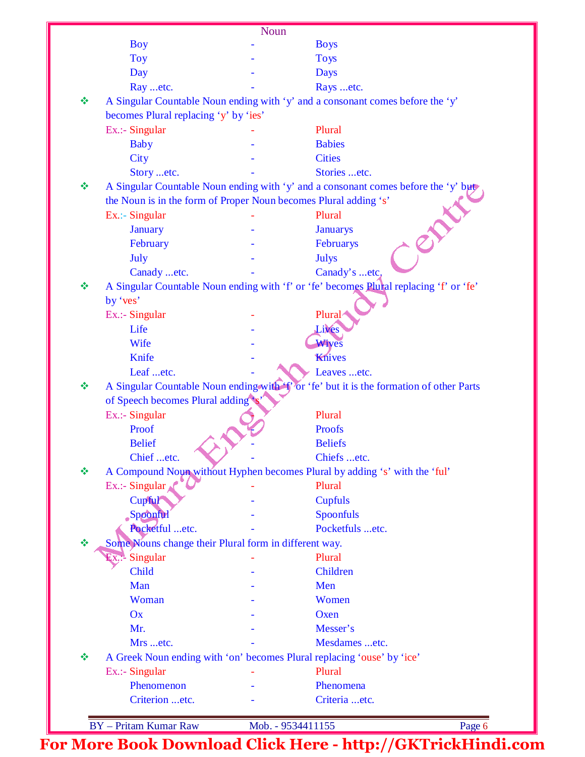Noun

| | | |
|---|---|---|
| Boy | - | Boys |
| Toy | - | Toys |
| Day | - | Days |
| Ray ...etc. | - | Rays ...etc. |

❖ A Singular Countable Noun ending with 'y' and a consonant comes before the 'y' becomes Plural replacing 'y' by 'ies'

| Ex.:- Singular | - | Plural |
|---|---|---|
| Baby | - | Babies |
| City | - | Cities |
| Story ...etc. | - | Stories ...etc. |

❖ A Singular Countable Noun ending with 'y' and a consonant comes before the 'y' but the Noun is in the form of Proper Noun becomes Plural adding 's'

| Ex.:- Singular | - | Plural |
|---|---|---|
| January | - | Januarys |
| February | - | Februarys |
| July | - | Julys |
| Canady ...etc. | - | Canady's ...etc. |

❖ A Singular Countable Noun ending with 'f' or 'fe' becomes Plural replacing 'f' or 'fe' by 'ves'

| Ex.:- Singular | - | Plural |
|---|---|---|
| Life | - | Lives |
| Wife | - | Wives |
| Knife | - | Knives |
| Leaf ...etc. | - | Leaves ...etc. |

❖ A Singular Countable Noun ending with 'f' or 'fe' but it is the formation of other Parts of Speech becomes Plural adding 's'

| Ex.:- Singular | - | Plural |
|---|---|---|
| Proof | - | Proofs |
| Belief | - | Beliefs |
| Chief ...etc. | - | Chiefs ...etc. |

❖ A Compound Noun without Hyphen becomes Plural by adding 's' with the 'ful'

| Ex.:- Singular | - | Plural |
|---|---|---|
| Cupful | - | Cupfuls |
| Spoonful | - | Spoonfuls |
| Pocketful ...etc. | - | Pocketfuls ...etc. |

❖ Some Nouns change their Plural form in different way.

| Ex.:- Singular | - | Plural |
|---|---|---|
| Child | - | Children |
| Man | - | Men |
| Woman | - | Women |
| Ox | - | Oxen |
| Mr. | - | Messer's |
| Mrs ...etc. | - | Mesdames ...etc. |

❖ A Greek Noun ending with 'on' becomes Plural replacing 'ouse' by 'ice'

| Ex.:- Singular | - | Plural |
|---|---|---|
| Phenomenon | - | Phenomena |
| Criterion ...etc. | - | Criteria ...etc. |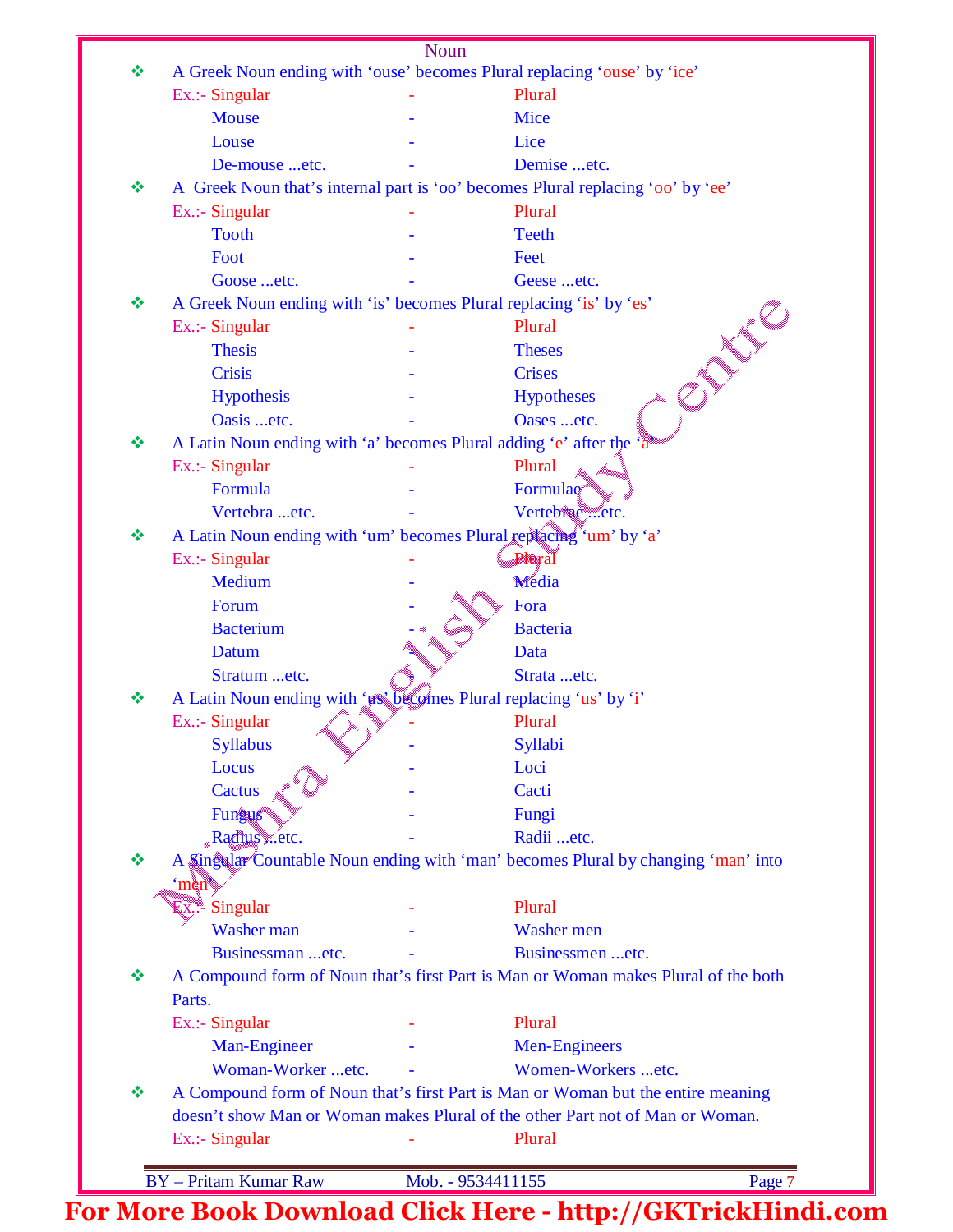## Noun

- A Greek Noun ending with ‘ouse’ becomes Plural replacing ‘ouse’ by ‘ice’

| Ex.:- Singular | - | Plural |
|---|---|---|
| Mouse | - | Mice |
| Louse | - | Lice |
| De-mouse ...etc. | - | Demise ...etc. |

- A Greek Noun that’s internal part is ‘oo’ becomes Plural replacing ‘oo’ by ‘ee’

| Ex.:- Singular | - | Plural |
|---|---|---|
| Tooth | - | Teeth |
| Foot | - | Feet |
| Goose ...etc. | - | Geese ...etc. |

- A Greek Noun ending with ‘is’ becomes Plural replacing ‘is’ by ‘es’

| Ex.:- Singular | - | Plural |
|---|---|---|
| Thesis | - | Theses |
| Crisis | - | Crises |
| Hypothesis | - | Hypotheses |
| Oasis ...etc. | - | Oases ...etc. |

- A Latin Noun ending with ‘a’ becomes Plural adding ‘e’ after the ‘a’

| Ex.:- Singular | - | Plural |
|---|---|---|
| Formula | - | Formulae |
| Vertebra ...etc. | - | Vertebrae ...etc. |

- A Latin Noun ending with ‘um’ becomes Plural replacing ‘um’ by ‘a’

| Ex.:- Singular | - | Plural |
|---|---|---|
| Medium | - | Media |
| Forum | - | Fora |
| Bacterium | - | Bacteria |
| Datum | - | Data |
| Stratum ...etc. | - | Strata ...etc. |

- A Latin Noun ending with ‘us’ becomes Plural replacing ‘us’ by ‘i’

| Ex.:- Singular | - | Plural |
|---|---|---|
| Syllabus | - | Syllabi |
| Locus | - | Loci |
| Cactus | - | Cacti |
| Fungus | - | Fungi |
| Radius ...etc. | - | Radii ...etc. |

- A Singular Countable Noun ending with ‘man’ becomes Plural by changing ‘man’ into ‘men’

| Ex.:- Singular | - | Plural |
|---|---|---|
| Washer man | - | Washer men |
| Businessman ...etc. | - | Businessmen ...etc. |

- A Compound form of Noun that’s first Part is Man or Woman makes Plural of the both Parts.

| Ex.:- Singular | - | Plural |
|---|---|---|
| Man-Engineer | - | Men-Engineers |
| Woman-Worker ...etc. | - | Women-Workers ...etc. |

- A Compound form of Noun that’s first Part is Man or Woman but the entire meaning doesn’t show Man or Woman makes Plural of the other Part not of Man or Woman.

Ex.:- Singular - Plural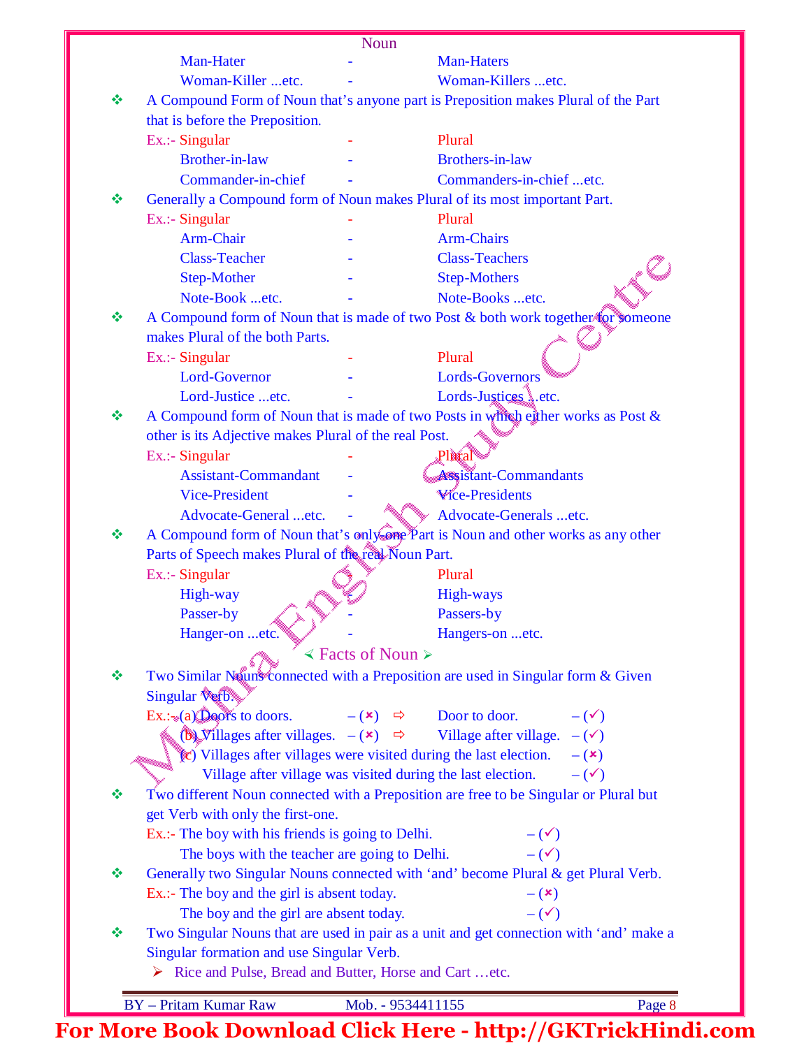| | | |
|---|---|---|
| Man-Hater | - | Man-Haters |
| Woman-Killer ...etc. | - | Woman-Killers ...etc. |

❖ A Compound Form of Noun that's anyone part is Preposition makes Plural of the Part that is before the Preposition.

| Ex.:- Singular | - | Plural |
|---|---|---|
| Brother-in-law | - | Brothers-in-law |
| Commander-in-chief | - | Commanders-in-chief ...etc. |

❖ Generally a Compound form of Noun makes Plural of its most important Part.

| Ex.:- Singular | - | Plural |
|---|---|---|
| Arm-Chair | - | Arm-Chairs |
| Class-Teacher | - | Class-Teachers |
| Step-Mother | - | Step-Mothers |
| Note-Book ...etc. | - | Note-Books ...etc. |

❖ A Compound form of Noun that is made of two Post & both work together for someone makes Plural of the both Parts.

| Ex.:- Singular | - | Plural |
|---|---|---|
| Lord-Governor | - | Lords-Governors |
| Lord-Justice ...etc. | - | Lords-Justices ...etc. |

❖ A Compound form of Noun that is made of two Posts in which either works as Post & other is its Adjective makes Plural of the real Post.

| Ex.:- Singular | - | Plural |
|---|---|---|
| Assistant-Commandant | - | Assistant-Commandants |
| Vice-President | - | Vice-Presidents |
| Advocate-General ...etc. | - | Advocate-Generals ...etc. |

❖ A Compound form of Noun that's only one Part is Noun and other works as any other Parts of Speech makes Plural of the real Noun Part.

| Ex.:- Singular | - | Plural |
|---|---|---|
| High-way | - | High-ways |
| Passer-by | - | Passers-by |
| Hanger-on ...etc. | - | Hangers-on ...etc. |

## ⮘ Facts of Noun ⮚

❖ Two Similar Nouns connected with a Preposition are used in Singular form & Given Singular Verb.

Ex.:- (a) Doors to doors. – (✗) ⇨ Door to door. – (✓)

(b) Villages after villages. – (✗) ⇨ Village after village. – (✓)

(c) Villages after villages were visited during the last election. – (✗)

Village after village was visited during the last election. – (✓)

❖ Two different Noun connected with a Preposition are free to be Singular or Plural but get Verb with only the first-one.

Ex.:- The boy with his friends is going to Delhi. – (✓)

The boys with the teacher are going to Delhi. – (✓)

❖ Generally two Singular Nouns connected with 'and' become Plural & get Plural Verb.

Ex.:- The boy and the girl is absent today. – (✗)

The boy and the girl are absent today. – (✓)

❖ Two Singular Nouns that are used in pair as a unit and get connection with 'and' make a Singular formation and use Singular Verb.

➢ Rice and Pulse, Bread and Butter, Horse and Cart …etc.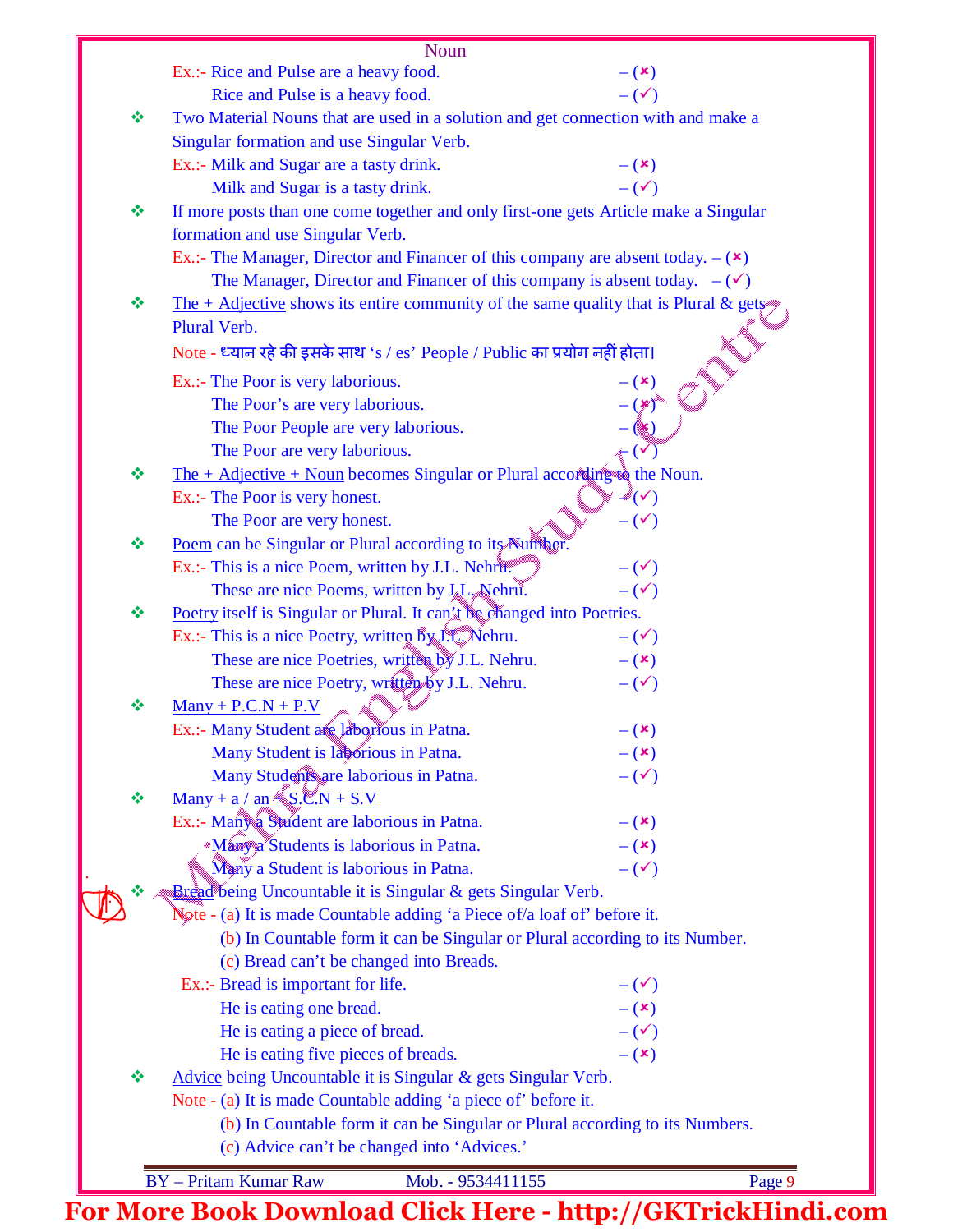Ex.:- Rice and Pulse are a heavy food. – (✗)
Rice and Pulse is a heavy food. – (✓)

❖ Two Material Nouns that are used in a solution and get connection with and make a Singular formation and use Singular Verb.

Ex.:- Milk and Sugar are a tasty drink. – (✗)
Milk and Sugar is a tasty drink. – (✓)

❖ If more posts than one come together and only first-one gets Article make a Singular formation and use Singular Verb.

Ex.:- The Manager, Director and Financer of this company are absent today. – (✗)
The Manager, Director and Financer of this company is absent today. – (✓)

❖ The + Adjective shows its entire community of the same quality that is Plural & gets Plural Verb.

Note - ध्यान रहे की इसके साथ 's / es' People / Public का प्रयोग नहीं होता।

Ex.:- The Poor is very laborious. – (✗)
The Poor's are very laborious. – (✗)
The Poor People are very laborious. – (✗)
The Poor are very laborious. – (✓)

❖ The + Adjective + Noun becomes Singular or Plural according to the Noun.

Ex.:- The Poor is very honest. – (✓)
The Poor are very honest. – (✓)

❖ Poem can be Singular or Plural according to its Number.

Ex.:- This is a nice Poem, written by J.L. Nehru. – (✓)
These are nice Poems, written by J.L. Nehru. – (✓)

❖ Poetry itself is Singular or Plural. It can't be changed into Poetries.

Ex.:- This is a nice Poetry, written by J.L. Nehru. – (✓)
These are nice Poetries, written by J.L. Nehru. – (✗)
These are nice Poetry, written by J.L. Nehru. – (✓)

❖ Many + P.C.N + P.V

Ex.:- Many Student are laborious in Patna. – (✗)
Many Student is laborious in Patna. – (✗)
Many Students are laborious in Patna. – (✓)

❖ Many + a / an + S.C.N + S.V

Ex.:- Many a Student are laborious in Patna. – (✗)
Many a Students is laborious in Patna. – (✗)
Many a Student is laborious in Patna. – (✓)

❖ Bread being Uncountable it is Singular & gets Singular Verb.

Note - (a) It is made Countable adding 'a Piece of/a loaf of' before it.
(b) In Countable form it can be Singular or Plural according to its Number.
(c) Bread can't be changed into Breads.

Ex.:- Bread is important for life. – (✓)
He is eating one bread. – (✗)
He is eating a piece of bread. – (✓)
He is eating five pieces of breads. – (✗)

❖ Advice being Uncountable it is Singular & gets Singular Verb.

Note - (a) It is made Countable adding 'a piece of' before it.
(b) In Countable form it can be Singular or Plural according to its Numbers.
(c) Advice can't be changed into 'Advices.'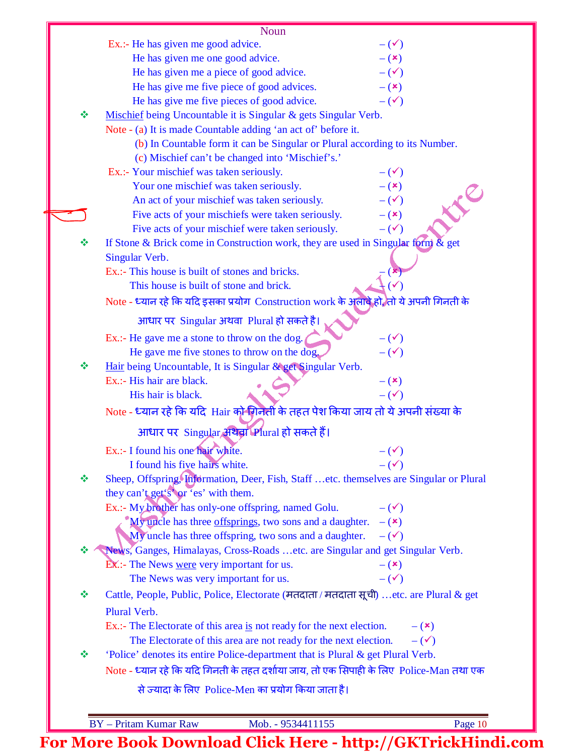Ex.:- He has given me good advice. – (✓)
He has given me one good advice. – (✗)
He has given me a piece of good advice. – (✓)
He has give me five piece of good advices. – (✗)
He has give me five pieces of good advice. – (✓)

❖ Mischief being Uncountable it is Singular & gets Singular Verb.

Note - (a) It is made Countable adding 'an act of' before it.
(b) In Countable form it can be Singular or Plural according to its Number.
(c) Mischief can't be changed into 'Mischief's.'

Ex.:- Your mischief was taken seriously. – (✓)
Your one mischief was taken seriously. – (✗)
An act of your mischief was taken seriously. – (✓)
Five acts of your mischiefs were taken seriously. – (✗)
Five acts of your mischief were taken seriously. – (✓)

❖ If Stone & Brick come in Construction work, they are used in Singular form & get Singular Verb.

Ex.:- This house is built of stones and bricks. – (✗)
This house is built of stone and brick. – (✓)

Note - ध्यान रहे कि यदि इसका प्रयोग Construction work के अलावे हो, तो ये अपनी गिनती के आधार पर Singular अथवा Plural हो सकते है।

Ex.:- He gave me a stone to throw on the dog. – (✓)
He gave me five stones to throw on the dog. – (✓)

❖ Hair being Uncountable, It is Singular & get Singular Verb.

Ex.:- His hair are black. – (✗)
His hair is black. – (✓)

Note - ध्यान रहे कि यदि Hair को गिनती के तहत पेश किया जाय तो ये अपनी संख्या के आधार पर Singular अथवा Plural हो सकते हैं।

Ex.:- I found his one hair white. – (✓)
I found his five hairs white. – (✓)

❖ Sheep, Offspring, Information, Deer, Fish, Staff …etc. themselves are Singular or Plural they can't get 's' or 'es' with them.

Ex.:- My brother has only-one offspring, named Golu. – (✓)
My uncle has three offsprings, two sons and a daughter. – (✗)
My uncle has three offspring, two sons and a daughter. – (✓)

❖ News, Ganges, Himalayas, Cross-Roads …etc. are Singular and get Singular Verb.

Ex.:- The News were very important for us. – (✗)
The News was very important for us. – (✓)

❖ Cattle, People, Public, Police, Electorate (मतदाता / मतदाता सूची) …etc. are Plural & get Plural Verb.

Ex.:- The Electorate of this area is not ready for the next election. – (✗)
The Electorate of this area are not ready for the next election. – (✓)

❖ 'Police' denotes its entire Police-department that is Plural & get Plural Verb.

Note - ध्यान रहे कि यदि गिनती के तहत दर्शाया जाय, तो एक सिपाही के लिए Police-Man तथा एक से ज्यादा के लिए Police-Men का प्रयोग किया जाता है।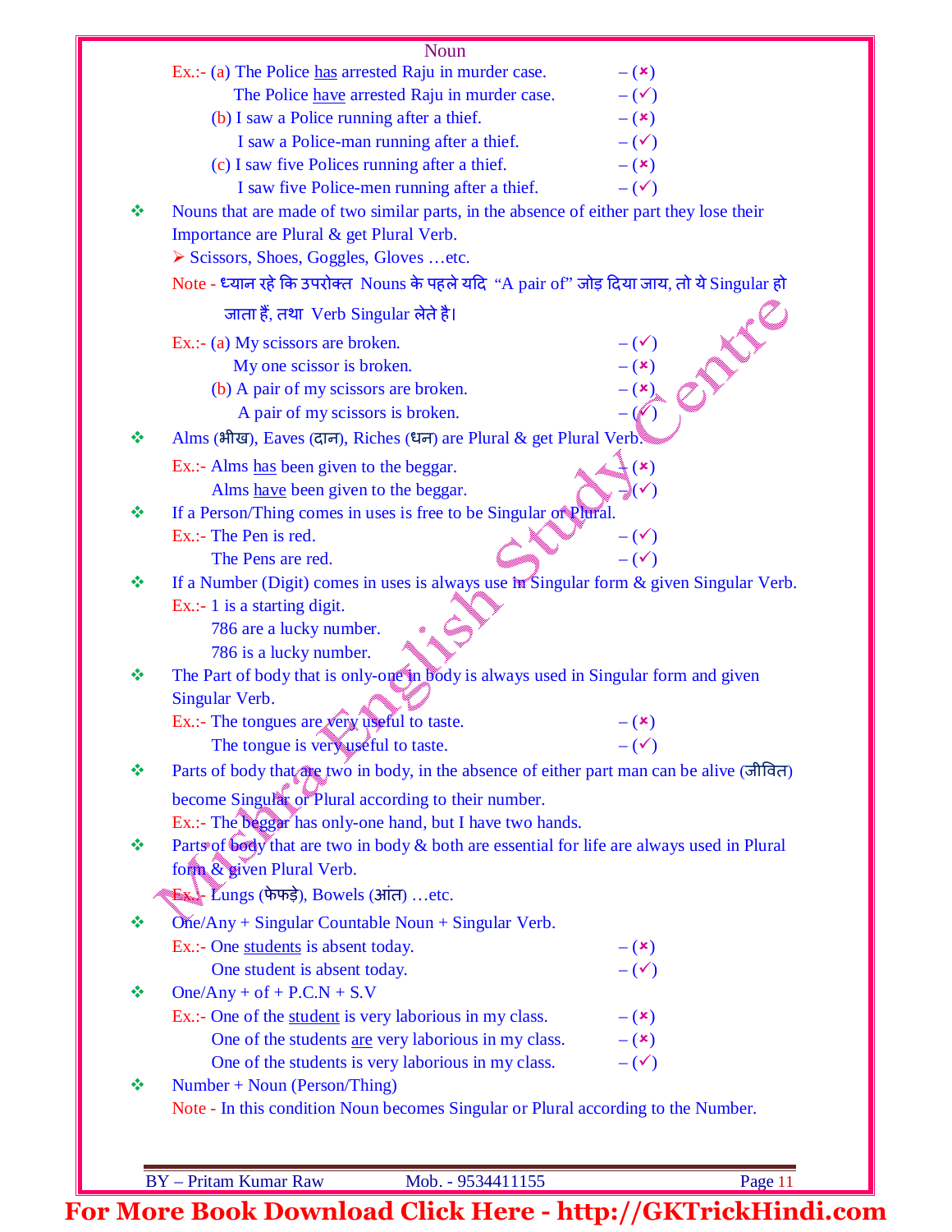Noun

Ex.:- (a) The Police has arrested Raju in murder case. – (✘)
The Police have arrested Raju in murder case. – (✓)
(b) I saw a Police running after a thief. – (✘)
I saw a Police-man running after a thief. – (✓)
(c) I saw five Polices running after a thief. – (✘)
I saw five Police-men running after a thief. – (✓)

❖ Nouns that are made of two similar parts, in the absence of either part they lose their Importance are Plural & get Plural Verb.
➢ Scissors, Shoes, Goggles, Gloves …etc.

Note - ध्यान रहे कि उपरोक्त Nouns के पहले यदि "A pair of" जोड़ दिया जाय, तो ये Singular हो जाता हैं, तथा Verb Singular लेते है।

Ex.:- (a) My scissors are broken. – (✓)
My one scissor is broken. – (✘)
(b) A pair of my scissors are broken. – (✘)
A pair of my scissors is broken. – (✓)

❖ Alms (भीख), Eaves (दान), Riches (धन) are Plural & get Plural Verb.

Ex.:- Alms has been given to the beggar. – (✘)
Alms have been given to the beggar. – (✓)

❖ If a Person/Thing comes in uses is free to be Singular or Plural.

Ex.:- The Pen is red. – (✓)
The Pens are red. – (✓)

❖ If a Number (Digit) comes in uses is always use in Singular form & given Singular Verb.

Ex.:- 1 is a starting digit.
786 are a lucky number.
786 is a lucky number.

❖ The Part of body that is only-one in body is always used in Singular form and given Singular Verb.

Ex.:- The tongues are very useful to taste. – (✘)
The tongue is very useful to taste. – (✓)

❖ Parts of body that are two in body, in the absence of either part man can be alive (जीवित) become Singular or Plural according to their number.

Ex.:- The beggar has only-one hand, but I have two hands.

❖ Parts of body that are two in body & both are essential for life are always used in Plural form & given Plural Verb.

Ex.:- Lungs (फेफड़े), Bowels (आंत) …etc.

❖ One/Any + Singular Countable Noun + Singular Verb.

Ex.:- One students is absent today. – (✘)
One student is absent today. – (✓)

❖ One/Any + of + P.C.N + S.V

Ex.:- One of the student is very laborious in my class. – (✘)
One of the students are very laborious in my class. – (✘)
One of the students is very laborious in my class. – (✓)

❖ Number + Noun (Person/Thing)

Note - In this condition Noun becomes Singular or Plural according to the Number.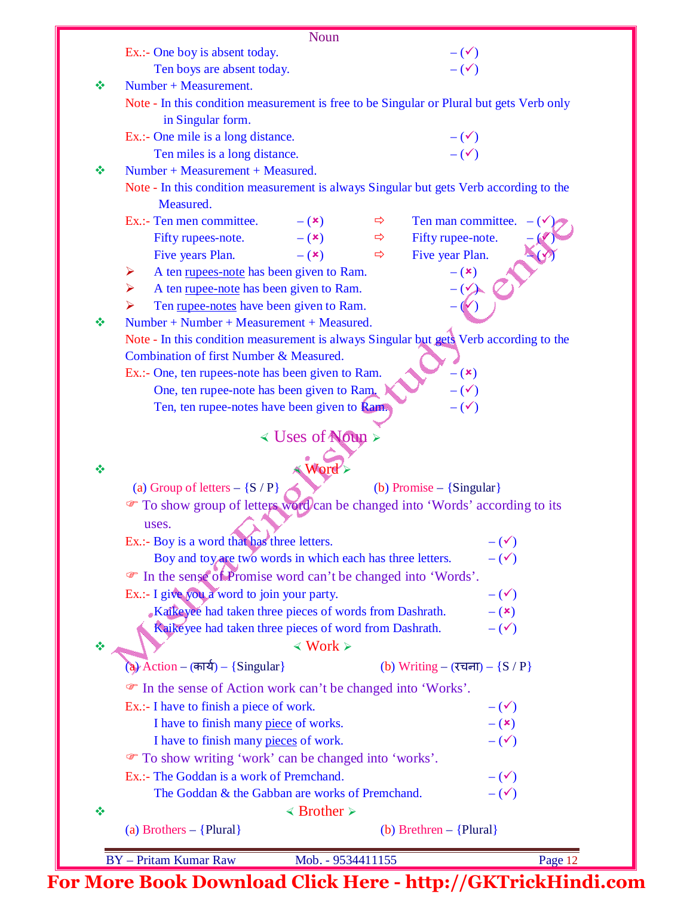Ex.:- One boy is absent today. – (✓)
Ten boys are absent today. – (✓)

❖ Number + Measurement.

Note - In this condition measurement is free to be Singular or Plural but gets Verb only in Singular form.

Ex.:- One mile is a long distance. – (✓)
Ten miles is a long distance. – (✓)

❖ Number + Measurement + Measured.

Note - In this condition measurement is always Singular but gets Verb according to the Measured.

Ex.:- Ten men committee. – (×) ⇨ Ten man committee. – (✓)
Fifty rupees-note. – (×) ⇨ Fifty rupee-note. – (✓)
Five years Plan. – (×) ⇨ Five year Plan. – (✓)

➢ A ten rupees-note has been given to Ram. – (×)
➢ A ten rupee-note has been given to Ram. – (✓)
➢ Ten rupee-notes have been given to Ram. – (✓)

❖ Number + Number + Measurement + Measured.

Note - In this condition measurement is always Singular but gets Verb according to the Combination of first Number & Measured.

Ex.:- One, ten rupees-note has been given to Ram. – (×)
One, ten rupee-note has been given to Ram. – (✓)
Ten, ten rupee-notes have been given to Ram. – (✓)

## Uses of Noun

### ❖ Word

(a) Group of letters – {S / P} (b) Promise – {Singular}

☞ To show group of letters word can be changed into 'Words' according to its uses.

Ex.:- Boy is a word that has three letters. – (✓)
Boy and toy are two words in which each has three letters. – (✓)

☞ In the sense of Promise word can't be changed into 'Words'.

Ex.:- I give you a word to join your party. – (✓)
Kaikeyee had taken three pieces of words from Dashrath. – (×)
Kaikeyee had taken three pieces of word from Dashrath. – (✓)

### ❖ Work

(a) Action – (कार्य) – {Singular} (b) Writing – (रचना) – {S / P}

☞ In the sense of Action work can't be changed into 'Works'.

Ex.:- I have to finish a piece of work. – (✓)
I have to finish many piece of works. – (×)
I have to finish many pieces of work. – (✓)

☞ To show writing 'work' can be changed into 'works'.

Ex.:- The Goddan is a work of Premchand. – (✓)
The Goddan & the Gabban are works of Premchand. – (✓)

### ❖ Brother

(a) Brothers – {Plural} (b) Brethren – {Plural}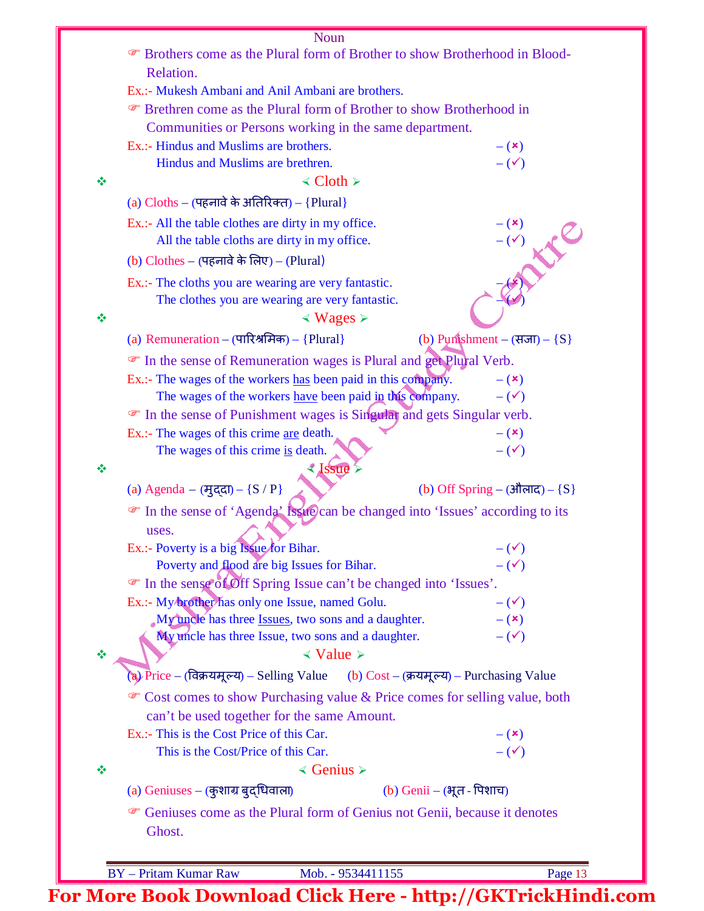☞ Brothers come as the Plural form of Brother to show Brotherhood in Blood-Relation.

Ex.:- Mukesh Ambani and Anil Ambani are brothers.

☞ Brethren come as the Plural form of Brother to show Brotherhood in Communities or Persons working in the same department.

Ex.:- Hindus and Muslims are brothers. – (×)
Hindus and Muslims are brethren. – (✓)

## ❖ ≺ Cloth ≻

(a) Cloths – (पहनावे के अतिरिक्त) – {Plural}

Ex.:- All the table clothes are dirty in my office. – (×)
All the table cloths are dirty in my office. – (✓)

(b) Clothes – (पहनावे के लिए) – (Plural)

Ex.:- The cloths you are wearing are very fantastic. – (×)
The clothes you are wearing are very fantastic. – (✓)

## ❖ ≺ Wages ≻

(a) Remuneration – (पारिश्रमिक) – {Plural}    (b) Punishment – (सजा) – {S}

☞ In the sense of Remuneration wages is Plural and get Plural Verb.

Ex.:- The wages of the workers has been paid in this company. – (×)
The wages of the workers have been paid in this company. – (✓)

☞ In the sense of Punishment wages is Singular and gets Singular verb.

Ex.:- The wages of this crime are death. – (×)
The wages of this crime is death. – (✓)

## ❖ ≺ Issue ≻

(a) Agenda – (मुद्दा) – {S / P}    (b) Off Spring – (औलाद) – {S}

☞ In the sense of 'Agenda' Issue can be changed into 'Issues' according to its uses.

Ex.:- Poverty is a big Issue for Bihar. – (✓)
Poverty and flood are big Issues for Bihar. – (✓)

☞ In the sense of Off Spring Issue can't be changed into 'Issues'.

Ex.:- My brother has only one Issue, named Golu. – (✓)
My uncle has three Issues, two sons and a daughter. – (×)
My uncle has three Issue, two sons and a daughter. – (✓)

## ❖ ≺ Value ≻

(a) Price – (विक्रयमूल्य) – Selling Value    (b) Cost – (क्रयमूल्य) – Purchasing Value

☞ Cost comes to show Purchasing value & Price comes for selling value, both can't be used together for the same Amount.

Ex.:- This is the Cost Price of this Car. – (×)
This is the Cost/Price of this Car. – (✓)

## ❖ ≺ Genius ≻

(a) Geniuses – (कुशाग्र बुद्धिवाला)    (b) Genii – (भूत - पिशाच)

☞ Geniuses come as the Plural form of Genius not Genii, because it denotes Ghost.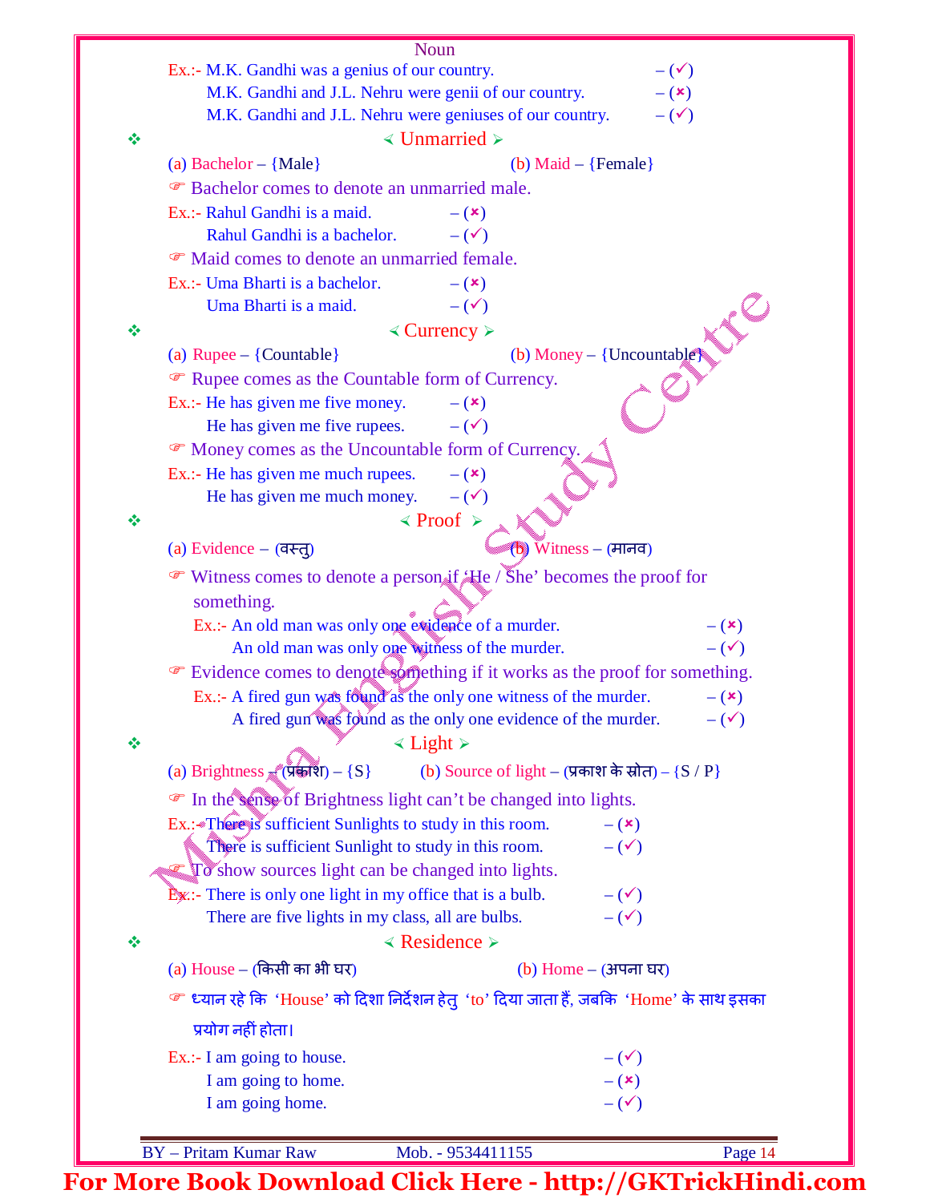Ex.:- M.K. Gandhi was a genius of our country. – (✓)
M.K. Gandhi and J.L. Nehru were genii of our country. – (✗)
M.K. Gandhi and J.L. Nehru were geniuses of our country. – (✓)

## ❖ ≺ Unmarried ≻

(a) Bachelor – {Male} (b) Maid – {Female}

☞ Bachelor comes to denote an unmarried male.

Ex.:- Rahul Gandhi is a maid. – (✗)
Rahul Gandhi is a bachelor. – (✓)

☞ Maid comes to denote an unmarried female.

Ex.:- Uma Bharti is a bachelor. – (✗)
Uma Bharti is a maid. – (✓)

## ❖ ≺ Currency ≻

(a) Rupee – {Countable} (b) Money – {Uncountable}

☞ Rupee comes as the Countable form of Currency.

Ex.:- He has given me five money. – (✗)
He has given me five rupees. – (✓)

☞ Money comes as the Uncountable form of Currency.

Ex.:- He has given me much rupees. – (✗)
He has given me much money. – (✓)

## ❖ ≺ Proof ≻

(a) Evidence – (वस्तु) (b) Witness – (मानव)

☞ Witness comes to denote a person if 'He / She' becomes the proof for something.

Ex.:- An old man was only one evidence of a murder. – (✗)
An old man was only one witness of the murder. – (✓)

☞ Evidence comes to denote something if it works as the proof for something.

Ex.:- A fired gun was found as the only one witness of the murder. – (✗)
A fired gun was found as the only one evidence of the murder. – (✓)

## ❖ ≺ Light ≻

(a) Brightness – (प्रकाश) – {S} (b) Source of light – (प्रकाश के स्रोत) – {S / P}

☞ In the sense of Brightness light can't be changed into lights.

Ex.:- There is sufficient Sunlights to study in this room. – (✗)
There is sufficient Sunlight to study in this room. – (✓)

☞ To show sources light can be changed into lights.

Ex.:- There is only one light in my office that is a bulb. – (✓)
There are five lights in my class, all are bulbs. – (✓)

## ❖ ≺ Residence ≻

(a) House – (किसी का भी घर) (b) Home – (अपना घर)

☞ ध्यान रहे कि 'House' को दिशा निर्देशन हेतु 'to' दिया जाता हैं, जबकि 'Home' के साथ इसका प्रयोग नहीं होता।

Ex.:- I am going to house. – (✓)
I am going to home. – (✗)
I am going home. – (✓)

BY – Pritam Kumar Raw Mob. - 9534411155

For More Book Download Click Here - http://GKTrickHindi.com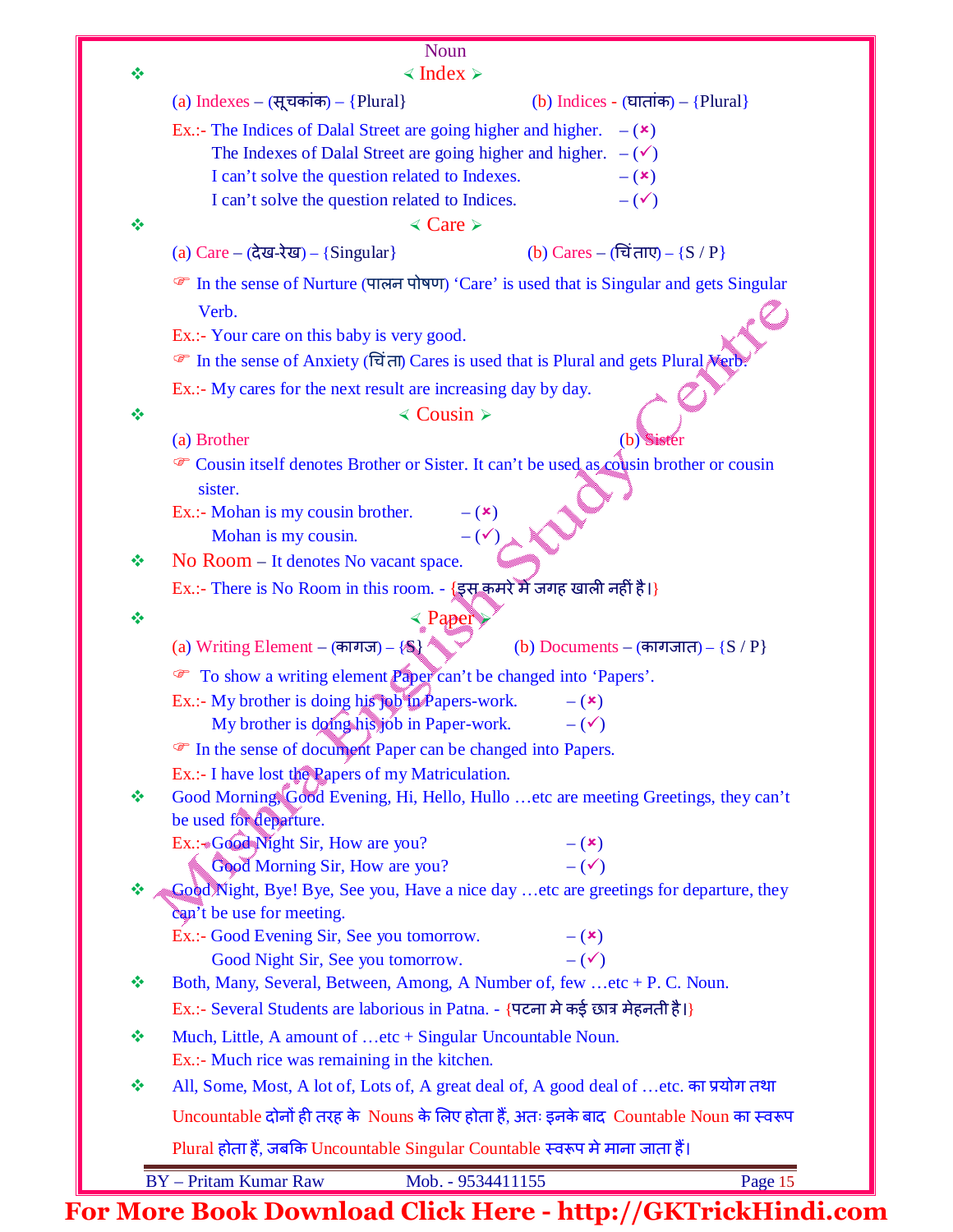Noun

❖ **⮘ Index ⮚**

(a) Indexes – (सूचकांक) – {Plural}  (b) Indices - (घातांक) – {Plural}

Ex.:- The Indices of Dalal Street are going higher and higher. – (×)
The Indexes of Dalal Street are going higher and higher. – (✓)
I can't solve the question related to Indexes. – (×)
I can't solve the question related to Indices. – (✓)

❖ **⮘ Care ⮚**

(a) Care – (देख-रेख) – {Singular}  (b) Cares – (चिंताए) – {S / P}

☞ In the sense of Nurture (पालन पोषण) 'Care' is used that is Singular and gets Singular Verb.

Ex.:- Your care on this baby is very good.

☞ In the sense of Anxiety (चिंता) Cares is used that is Plural and gets Plural Verb.

Ex.:- My cares for the next result are increasing day by day.

❖ **⮘ Cousin ⮚**

(a) Brother  (b) Sister

☞ Cousin itself denotes Brother or Sister. It can't be used as cousin brother or cousin sister.

Ex.:- Mohan is my cousin brother. – (×)
Mohan is my cousin. – (✓)

❖ **No Room** – It denotes No vacant space.

Ex.:- There is No Room in this room. - {इस कमरे मे जगह खाली नहीं है।}

❖ **⮘ Paper ⮚**

(a) Writing Element – (कागज) – {S}  (b) Documents – (कागजात) – {S / P}

☞ To show a writing element Paper can't be changed into 'Papers'.

Ex.:- My brother is doing his job in Papers-work. – (×)
My brother is doing his job in Paper-work. – (✓)

☞ In the sense of document Paper can be changed into Papers.

Ex.:- I have lost the Papers of my Matriculation.

❖ Good Morning, Good Evening, Hi, Hello, Hullo …etc are meeting Greetings, they can't be used for departure.

Ex.:- Good Night Sir, How are you? – (×)
Good Morning Sir, How are you? – (✓)

❖ Good Night, Bye! Bye, See you, Have a nice day …etc are greetings for departure, they can't be use for meeting.

Ex.:- Good Evening Sir, See you tomorrow. – (×)
Good Night Sir, See you tomorrow. – (✓)

❖ Both, Many, Several, Between, Among, A Number of, few …etc + P. C. Noun.

Ex.:- Several Students are laborious in Patna. - {पटना मे कई छात्र मेहनती है।}

❖ Much, Little, A amount of …etc + Singular Uncountable Noun.

Ex.:- Much rice was remaining in the kitchen.

❖ All, Some, Most, A lot of, Lots of, A great deal of, A good deal of …etc. का प्रयोग तथा Uncountable दोनों ही तरह के Nouns के लिए होता हैं, अतः इनके बाद Countable Noun का स्वरूप Plural होता हैं, जबकि Uncountable Singular Countable स्वरूप मे माना जाता हैं।

BY – Pritam Kumar Raw  Mob. - 9534411155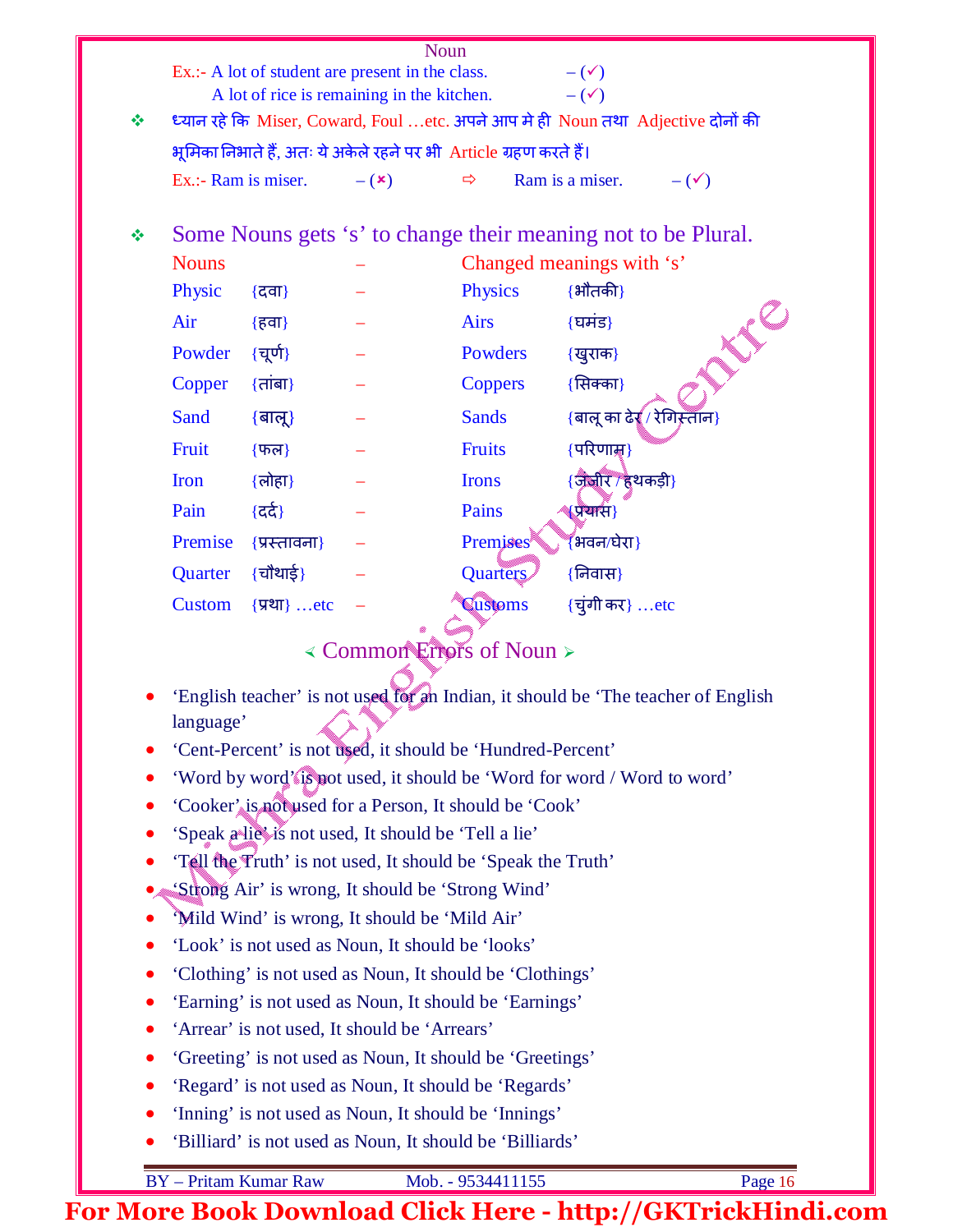Ex.:- A lot of student are present in the class. – (✓)
A lot of rice is remaining in the kitchen. – (✓)

❖ ध्यान रहे कि Miser, Coward, Foul …etc. अपने आप मे ही Noun तथा Adjective दोनों की भूमिका निभाते हैं, अतः ये अकेले रहने पर भी Article ग्रहण करते हैं।

Ex.:- Ram is miser. – (✗) ⇨ Ram is a miser. – (✓)

## ❖ Some Nouns gets 's' to change their meaning not to be Plural.

| Nouns | | – | Changed meanings with 's' | |
|---|---|---|---|---|
| Physic | {दवा} | – | Physics | {भौतकी} |
| Air | {हवा} | – | Airs | {घमंड} |
| Powder | {चूर्ण} | – | Powders | {खुराक} |
| Copper | {तांबा} | – | Coppers | {सिक्का} |
| Sand | {बालू} | – | Sands | {बालू का ढेर / रेगिस्तान} |
| Fruit | {फल} | – | Fruits | {परिणाम} |
| Iron | {लोहा} | – | Irons | {जंजीर / हथकड़ी} |
| Pain | {दर्द} | – | Pains | {प्रयास} |
| Premise | {प्रस्तावना} | – | Premises | {भवन/घेरा} |
| Quarter | {चौथाई} | – | Quarters | {निवास} |
| Custom | {प्रथा} …etc | – | Customs | {चुंगी कर} …etc |

## ⮜ Common Errors of Noun ⮞

- 'English teacher' is not used for an Indian, it should be 'The teacher of English language'
- 'Cent-Percent' is not used, it should be 'Hundred-Percent'
- 'Word by word' is not used, it should be 'Word for word / Word to word'
- 'Cooker' is not used for a Person, It should be 'Cook'
- 'Speak a lie' is not used, It should be 'Tell a lie'
- 'Tell the Truth' is not used, It should be 'Speak the Truth'
- 'Strong Air' is wrong, It should be 'Strong Wind'
- 'Mild Wind' is wrong, It should be 'Mild Air'
- 'Look' is not used as Noun, It should be 'looks'
- 'Clothing' is not used as Noun, It should be 'Clothings'
- 'Earning' is not used as Noun, It should be 'Earnings'
- 'Arrear' is not used, It should be 'Arrears'
- 'Greeting' is not used as Noun, It should be 'Greetings'
- 'Regard' is not used as Noun, It should be 'Regards'
- 'Inning' is not used as Noun, It should be 'Innings'
- 'Billiard' is not used as Noun, It should be 'Billiards'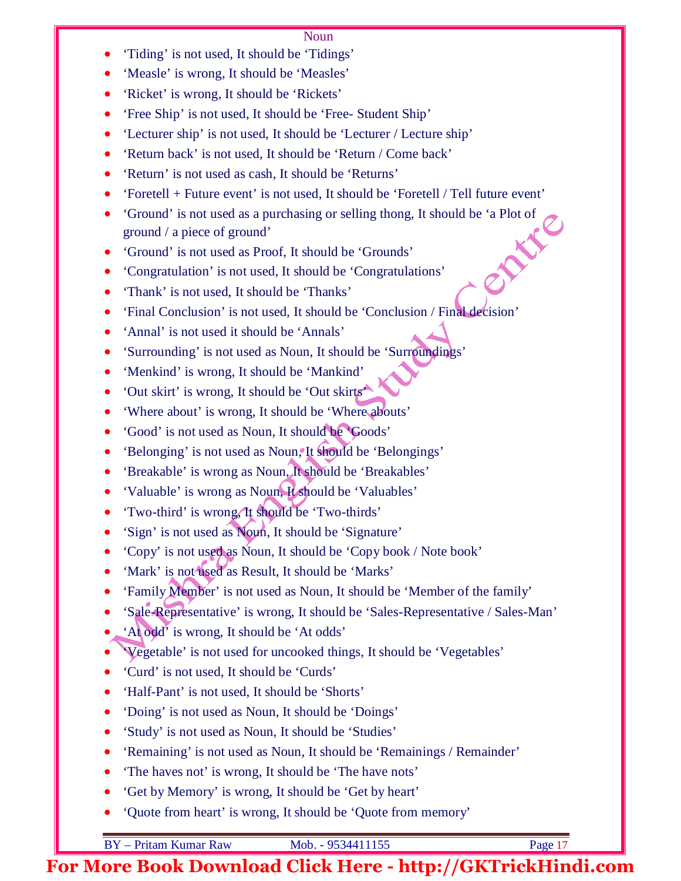Noun

- ‘Tiding’ is not used, It should be ‘Tidings’
- ‘Measle’ is wrong, It should be ‘Measles’
- ‘Ricket’ is wrong, It should be ‘Rickets’
- ‘Free Ship’ is not used, It should be ‘Free- Student Ship’
- ‘Lecturer ship’ is not used, It should be ‘Lecturer / Lecture ship’
- ‘Return back’ is not used, It should be ‘Return / Come back’
- ‘Return’ is not used as cash, It should be ‘Returns’
- ‘Foretell + Future event’ is not used, It should be ‘Foretell / Tell future event’
- ‘Ground’ is not used as a purchasing or selling thong, It should be ‘a Plot of ground / a piece of ground’
- ‘Ground’ is not used as Proof, It should be ‘Grounds’
- ‘Congratulation’ is not used, It should be ‘Congratulations’
- ‘Thank’ is not used, It should be ‘Thanks’
- ‘Final Conclusion’ is not used, It should be ‘Conclusion / Final decision’
- ‘Annal’ is not used it should be ‘Annals’
- ‘Surrounding’ is not used as Noun, It should be ‘Surroundings’
- ‘Menkind’ is wrong, It should be ‘Mankind’
- ‘Out skirt’ is wrong, It should be ‘Out skirts’
- ‘Where about’ is wrong, It should be ‘Where abouts’
- ‘Good’ is not used as Noun, It should be ‘Goods’
- ‘Belonging’ is not used as Noun, It should be ‘Belongings’
- ‘Breakable’ is wrong as Noun, It should be ‘Breakables’
- ‘Valuable’ is wrong as Noun, It should be ‘Valuables’
- ‘Two-third’ is wrong, It should be ‘Two-thirds’
- ‘Sign’ is not used as Noun, It should be ‘Signature’
- ‘Copy’ is not used as Noun, It should be ‘Copy book / Note book’
- ‘Mark’ is not used as Result, It should be ‘Marks’
- ‘Family Member’ is not used as Noun, It should be ‘Member of the family’
- ‘Sale-Representative’ is wrong, It should be ‘Sales-Representative / Sales-Man’
- ‘At odd’ is wrong, It should be ‘At odds’
- ‘Vegetable’ is not used for uncooked things, It should be ‘Vegetables’
- ‘Curd’ is not used, It should be ‘Curds’
- ‘Half-Pant’ is not used, It should be ‘Shorts’
- ‘Doing’ is not used as Noun, It should be ‘Doings’
- ‘Study’ is not used as Noun, It should be ‘Studies’
- ‘Remaining’ is not used as Noun, It should be ‘Remainings / Remainder’
- ‘The haves not’ is wrong, It should be ‘The have nots’
- ‘Get by Memory’ is wrong, It should be ‘Get by heart’
- ‘Quote from heart’ is wrong, It should be ‘Quote from memory’

BY – Pritam Kumar Raw Mob. - 9534411155

For More Book Download Click Here - http://GKTrickHindi.com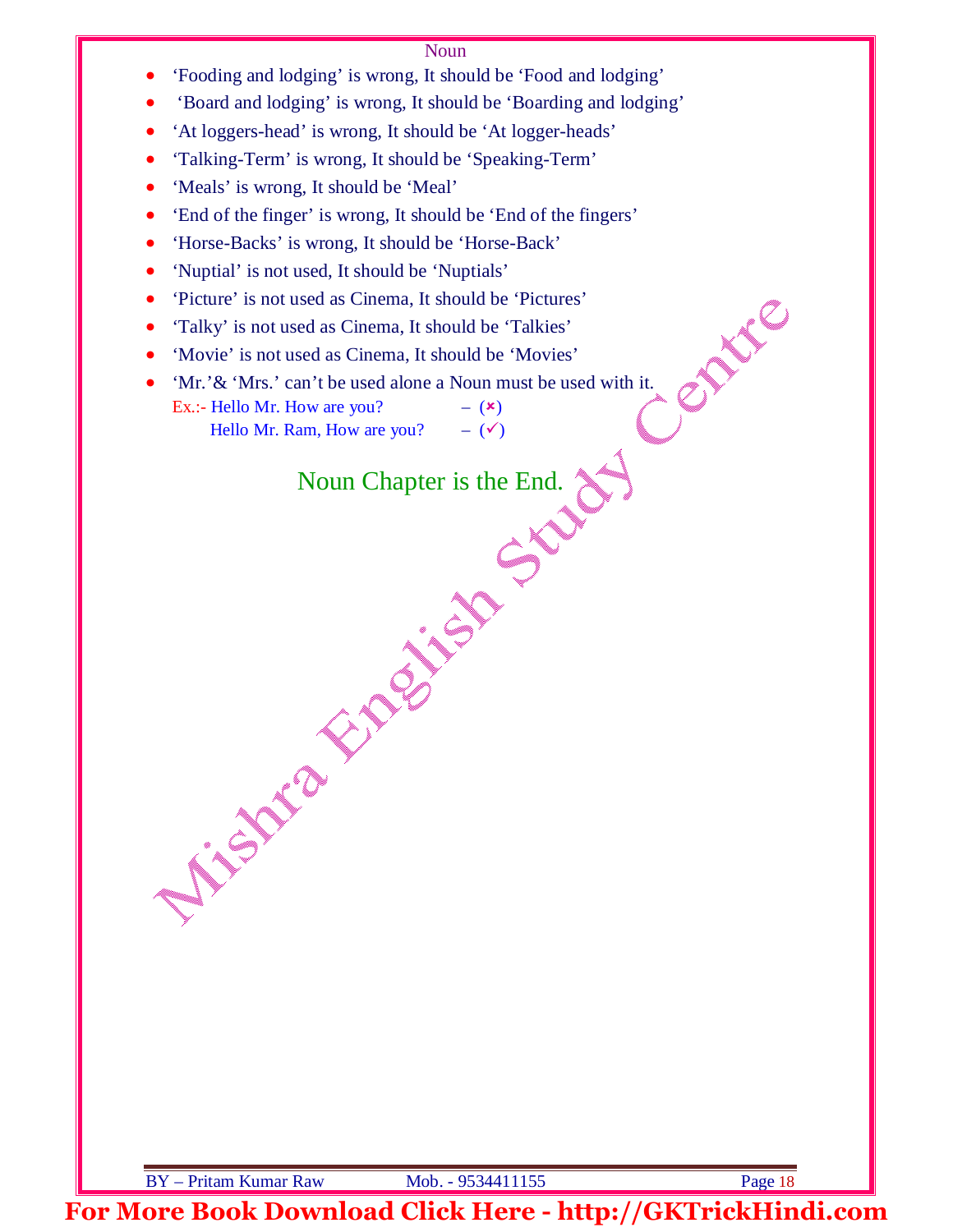- 'Fooding and lodging' is wrong, It should be 'Food and lodging'
- 'Board and lodging' is wrong, It should be 'Boarding and lodging'
- 'At loggers-head' is wrong, It should be 'At logger-heads'
- 'Talking-Term' is wrong, It should be 'Speaking-Term'
- 'Meals' is wrong, It should be 'Meal'
- 'End of the finger' is wrong, It should be 'End of the fingers'
- 'Horse-Backs' is wrong, It should be 'Horse-Back'
- 'Nuptial' is not used, It should be 'Nuptials'
- 'Picture' is not used as Cinema, It should be 'Pictures'
- 'Talky' is not used as Cinema, It should be 'Talkies'
- 'Movie' is not used as Cinema, It should be 'Movies'
- 'Mr.'& 'Mrs.' can't be used alone a Noun must be used with it.

  Ex.:- Hello Mr. How are you? – (×)

  Hello Mr. Ram, How are you? – (✓)

## Noun Chapter is the End.